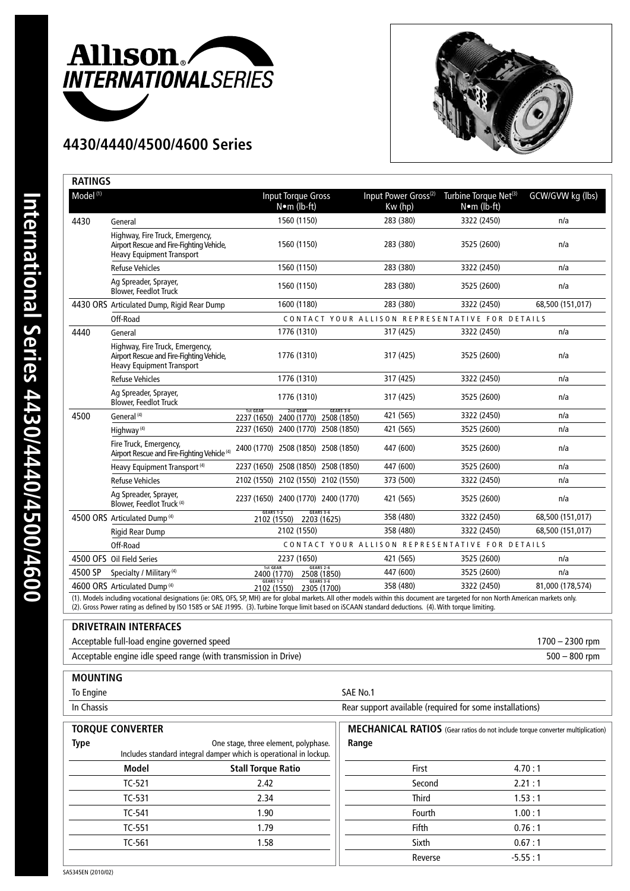# Allison INTERNATIONAL SERIES

## 4430/4440/4500/4600 Series

### RATINGS

| Model [1] | | Input Torque Gross N•m (lb-ft) | Input Power Gross[2] Kw (hp) | Turbine Torque Net[3] N•m (lb-ft) | GCW/GVW kg (lbs) |
|---|---|---|---|---|---|
| 4430 | General | 1560 (1150) | 283 (380) | 3322 (2450) | n/a |
| | Highway, Fire Truck, Emergency, Airport Rescue and Fire-Fighting Vehicle, Heavy Equipment Transport | 1560 (1150) | 283 (380) | 3525 (2600) | n/a |
| | Refuse Vehicles | 1560 (1150) | 283 (380) | 3322 (2450) | n/a |
| | Ag Spreader, Sprayer, Blower, Feedlot Truck | 1560 (1150) | 283 (380) | 3525 (2600) | n/a |
| 4430 ORS | Articulated Dump, Rigid Rear Dump | 1600 (1180) | 283 (380) | 3322 (2450) | 68,500 (151,017) |
| | Off-Road | CONTACT YOUR ALLISON REPRESENTATIVE FOR DETAILS | | | |
| 4440 | General | 1776 (1310) | 317 (425) | 3322 (2450) | n/a |
| | Highway, Fire Truck, Emergency, Airport Rescue and Fire-Fighting Vehicle, Heavy Equipment Transport | 1776 (1310) | 317 (425) | 3525 (2600) | n/a |
| | Refuse Vehicles | 1776 (1310) | 317 (425) | 3322 (2450) | n/a |
| | Ag Spreader, Sprayer, Blower, Feedlot Truck | 1776 (1310) | 317 (425) | 3525 (2600) | n/a |
| 4500 | General [4] | 1st GEAR 2237 (1650) 2nd GEAR 2400 (1770) GEARS 3-6 2508 (1850) | 421 (565) | 3322 (2450) | n/a |
| | Highway [4] | 2237 (1650) 2400 (1770) 2508 (1850) | 421 (565) | 3525 (2600) | n/a |
| | Fire Truck, Emergency, Airport Rescue and Fire-Fighting Vehicle [4] | 2400 (1770) 2508 (1850) 2508 (1850) | 447 (600) | 3525 (2600) | n/a |
| | Heavy Equipment Transport [4] | 2237 (1650) 2508 (1850) 2508 (1850) | 447 (600) | 3525 (2600) | n/a |
| | Refuse Vehicles | 2102 (1550) 2102 (1550) 2102 (1550) | 373 (500) | 3322 (2450) | n/a |
| | Ag Spreader, Sprayer, Blower, Feedlot Truck [4] | 2237 (1650) 2400 (1770) 2400 (1770) | 421 (565) | 3525 (2600) | n/a |
| 4500 ORS | Articulated Dump [4] | GEARS 1-2 2102 (1550) GEARS 3-6 2203 (1625) | 358 (480) | 3322 (2450) | 68,500 (151,017) |
| | Rigid Rear Dump | 2102 (1550) | 358 (480) | 3322 (2450) | 68,500 (151,017) |
| | Off-Road | CONTACT YOUR ALLISON REPRESENTATIVE FOR DETAILS | | | |
| 4500 OFS | Oil Field Series | 2237 (1650) | 421 (565) | 3525 (2600) | n/a |
| 4500 SP | Specialty / Military [4] | 1st GEAR 2400 (1770) GEARS 2-6 2508 (1850) | 447 (600) | 3525 (2600) | n/a |
| 4600 ORS | Articulated Dump [4] | GEARS 1-2 2102 (1550) GEARS 3-6 2305 (1700) | 358 (480) | 3322 (2450) | 81,000 (178,574) |

(1). Models including vocational designations (ie: ORS, OFS, SP, MH) are for global markets. All other models within this document are targeted for non North American markets only.
(2). Gross Power rating as defined by ISO 1585 or SAE J1995. (3). Turbine Torque limit based on iSCAAN standard deductions. (4). With torque limiting.

### DRIVETRAIN INTERFACES

| | |
|---|---|
| Acceptable full-load engine governed speed | 1700 – 2300 rpm |
| Acceptable engine idle speed range (with transmission in Drive) | 500 – 800 rpm |

### MOUNTING

| | |
|---|---|
| To Engine | SAE No.1 |
| In Chassis | Rear support available (required for some installations) |

### TORQUE CONVERTER

**Type** One stage, three element, polyphase. Includes standard integral damper which is operational in lockup.

| Model | Stall Torque Ratio |
|---|---|
| TC-521 | 2.42 |
| TC-531 | 2.34 |
| TC-541 | 1.90 |
| TC-551 | 1.79 |
| TC-561 | 1.58 |

### MECHANICAL RATIOS (Gear ratios do not include torque converter multiplication)

| Range | |
|---|---|
| First | 4.70 : 1 |
| Second | 2.21 : 1 |
| Third | 1.53 : 1 |
| Fourth | 1.00 : 1 |
| Fifth | 0.76 : 1 |
| Sixth | 0.67 : 1 |
| Reverse | -5.55 : 1 |

SA5345EN (2010/02)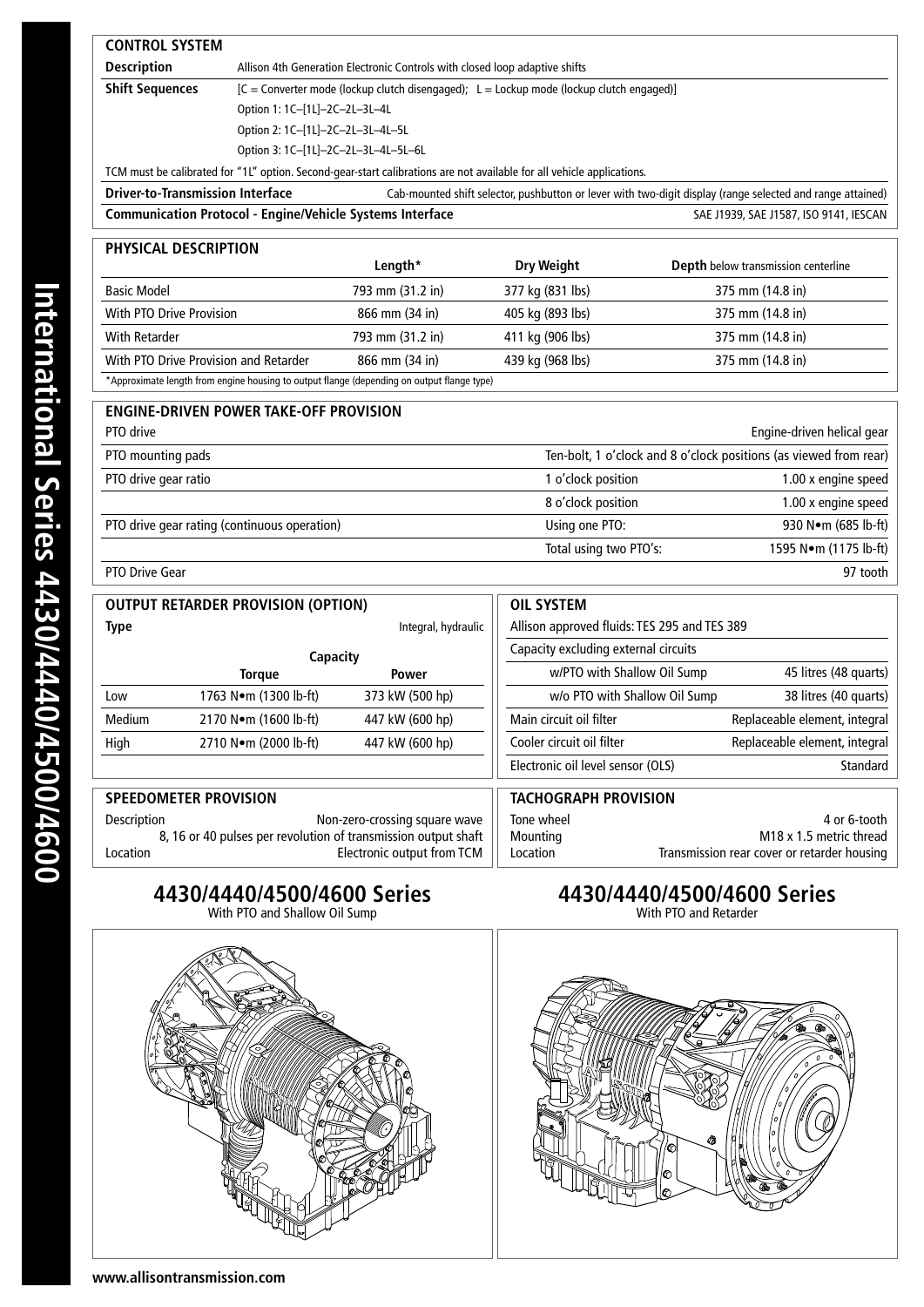## CONTROL SYSTEM

| | |
|---|---|
| **Description** | Allison 4th Generation Electronic Controls with closed loop adaptive shifts |
| **Shift Sequences** | [C = Converter mode (lockup clutch disengaged); L = Lockup mode (lockup clutch engaged)] |
| | Option 1: 1C–[1L]–2C–2L–3L–4L |
| | Option 2: 1C–[1L]–2C–2L–3L–4L–5L |
| | Option 3: 1C–[1L]–2C–2L–3L–4L–5L–6L |

TCM must be calibrated for "1L" option. Second-gear-start calibrations are not available for all vehicle applications.

| | |
|---|---|
| **Driver-to-Transmission Interface** | Cab-mounted shift selector, pushbutton or lever with two-digit display (range selected and range attained) |
| **Communication Protocol - Engine/Vehicle Systems Interface** | SAE J1939, SAE J1587, ISO 9141, IESCAN |

## PHYSICAL DESCRIPTION

| | Length* | Dry Weight | Depth below transmission centerline |
|---|---|---|---|
| Basic Model | 793 mm (31.2 in) | 377 kg (831 lbs) | 375 mm (14.8 in) |
| With PTO Drive Provision | 866 mm (34 in) | 405 kg (893 lbs) | 375 mm (14.8 in) |
| With Retarder | 793 mm (31.2 in) | 411 kg (906 lbs) | 375 mm (14.8 in) |
| With PTO Drive Provision and Retarder | 866 mm (34 in) | 439 kg (968 lbs) | 375 mm (14.8 in) |

*Approximate length from engine housing to output flange (depending on output flange type)

## ENGINE-DRIVEN POWER TAKE-OFF PROVISION

| | | |
|---|---|---|
| PTO drive | | Engine-driven helical gear |
| PTO mounting pads | | Ten-bolt, 1 o'clock and 8 o'clock positions (as viewed from rear) |
| PTO drive gear ratio | 1 o'clock position | 1.00 x engine speed |
| | 8 o'clock position | 1.00 x engine speed |
| PTO drive gear rating (continuous operation) | Using one PTO: | 930 N•m (685 lb-ft) |
| | Total using two PTO's: | 1595 N•m (1175 lb-ft) |
| PTO Drive Gear | | 97 tooth |

## OUTPUT RETARDER PROVISION (OPTION)

**Type**: Integral, hydraulic

| | Capacity | |
|---|---|---|
| | **Torque** | **Power** |
| Low | 1763 N•m (1300 lb-ft) | 373 kW (500 hp) |
| Medium | 2170 N•m (1600 lb-ft) | 447 kW (600 hp) |
| High | 2710 N•m (2000 lb-ft) | 447 kW (600 hp) |

## OIL SYSTEM

Allison approved fluids: TES 295 and TES 389

| | |
|---|---|
| Capacity excluding external circuits | |
| w/PTO with Shallow Oil Sump | 45 litres (48 quarts) |
| w/o PTO with Shallow Oil Sump | 38 litres (40 quarts) |
| Main circuit oil filter | Replaceable element, integral |
| Cooler circuit oil filter | Replaceable element, integral |
| Electronic oil level sensor (OLS) | Standard |

## SPEEDOMETER PROVISION

| | |
|---|---|
| Description | Non-zero-crossing square wave<br>8, 16 or 40 pulses per revolution of transmission output shaft |
| Location | Electronic output from TCM |

## TACHOGRAPH PROVISION

| | |
|---|---|
| Tone wheel | 4 or 6-tooth |
| Mounting | M18 x 1.5 metric thread |
| Location | Transmission rear cover or retarder housing |

### 4430/4440/4500/4600 Series
With PTO and Shallow Oil Sump

### 4430/4440/4500/4600 Series
With PTO and Retarder

www.allisontransmission.com